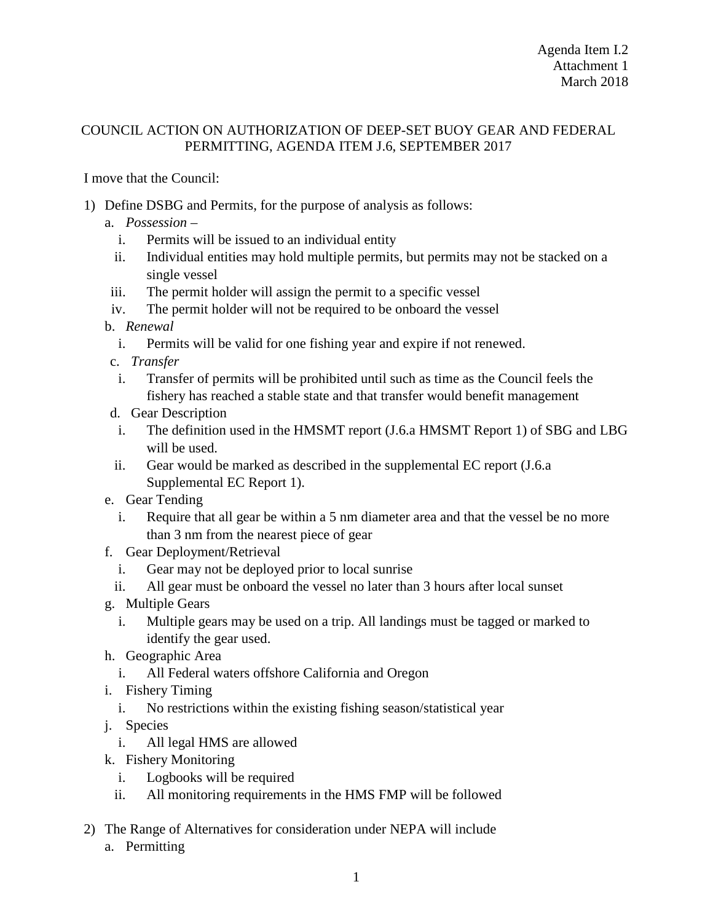Agenda Item I.2
Attachment 1
March 2018

COUNCIL ACTION ON AUTHORIZATION OF DEEP-SET BUOY GEAR AND FEDERAL PERMITTING, AGENDA ITEM J.6, SEPTEMBER 2017

I move that the Council:

1) Define DSBG and Permits, for the purpose of analysis as follows:
   a. *Possession* –
      i. Permits will be issued to an individual entity
      ii. Individual entities may hold multiple permits, but permits may not be stacked on a single vessel
      iii. The permit holder will assign the permit to a specific vessel
      iv. The permit holder will not be required to be onboard the vessel
   b. *Renewal*
      i. Permits will be valid for one fishing year and expire if not renewed.
   c. *Transfer*
      i. Transfer of permits will be prohibited until such as time as the Council feels the fishery has reached a stable state and that transfer would benefit management
   d. Gear Description
      i. The definition used in the HMSMT report (J.6.a HMSMT Report 1) of SBG and LBG will be used.
      ii. Gear would be marked as described in the supplemental EC report (J.6.a Supplemental EC Report 1).
   e. Gear Tending
      i. Require that all gear be within a 5 nm diameter area and that the vessel be no more than 3 nm from the nearest piece of gear
   f. Gear Deployment/Retrieval
      i. Gear may not be deployed prior to local sunrise
      ii. All gear must be onboard the vessel no later than 3 hours after local sunset
   g. Multiple Gears
      i. Multiple gears may be used on a trip. All landings must be tagged or marked to identify the gear used.
   h. Geographic Area
      i. All Federal waters offshore California and Oregon
   i. Fishery Timing
      i. No restrictions within the existing fishing season/statistical year
   j. Species
      i. All legal HMS are allowed
   k. Fishery Monitoring
      i. Logbooks will be required
      ii. All monitoring requirements in the HMS FMP will be followed

2) The Range of Alternatives for consideration under NEPA will include
   a. Permitting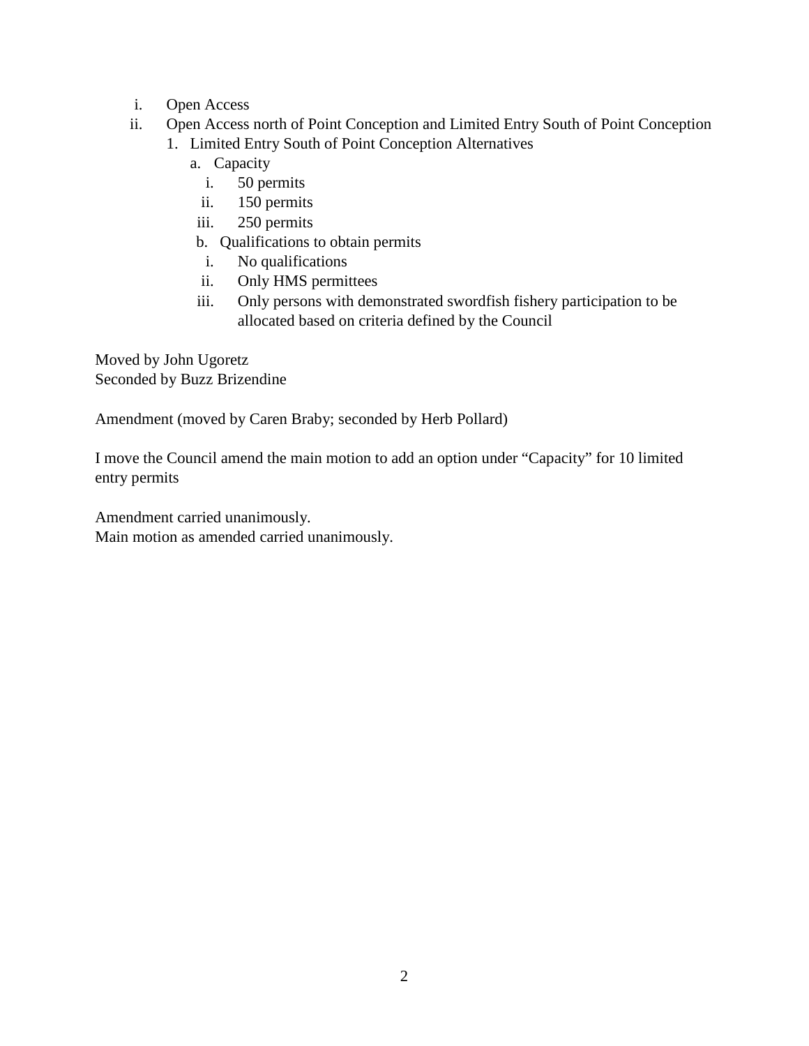i. Open Access
ii. Open Access north of Point Conception and Limited Entry South of Point Conception
    1. Limited Entry South of Point Conception Alternatives
        a. Capacity
            i. 50 permits
            ii. 150 permits
            iii. 250 permits
        b. Qualifications to obtain permits
            i. No qualifications
            ii. Only HMS permittees
            iii. Only persons with demonstrated swordfish fishery participation to be allocated based on criteria defined by the Council

Moved by John Ugoretz
Seconded by Buzz Brizendine

Amendment (moved by Caren Braby; seconded by Herb Pollard)

I move the Council amend the main motion to add an option under "Capacity" for 10 limited entry permits

Amendment carried unanimously.
Main motion as amended carried unanimously.